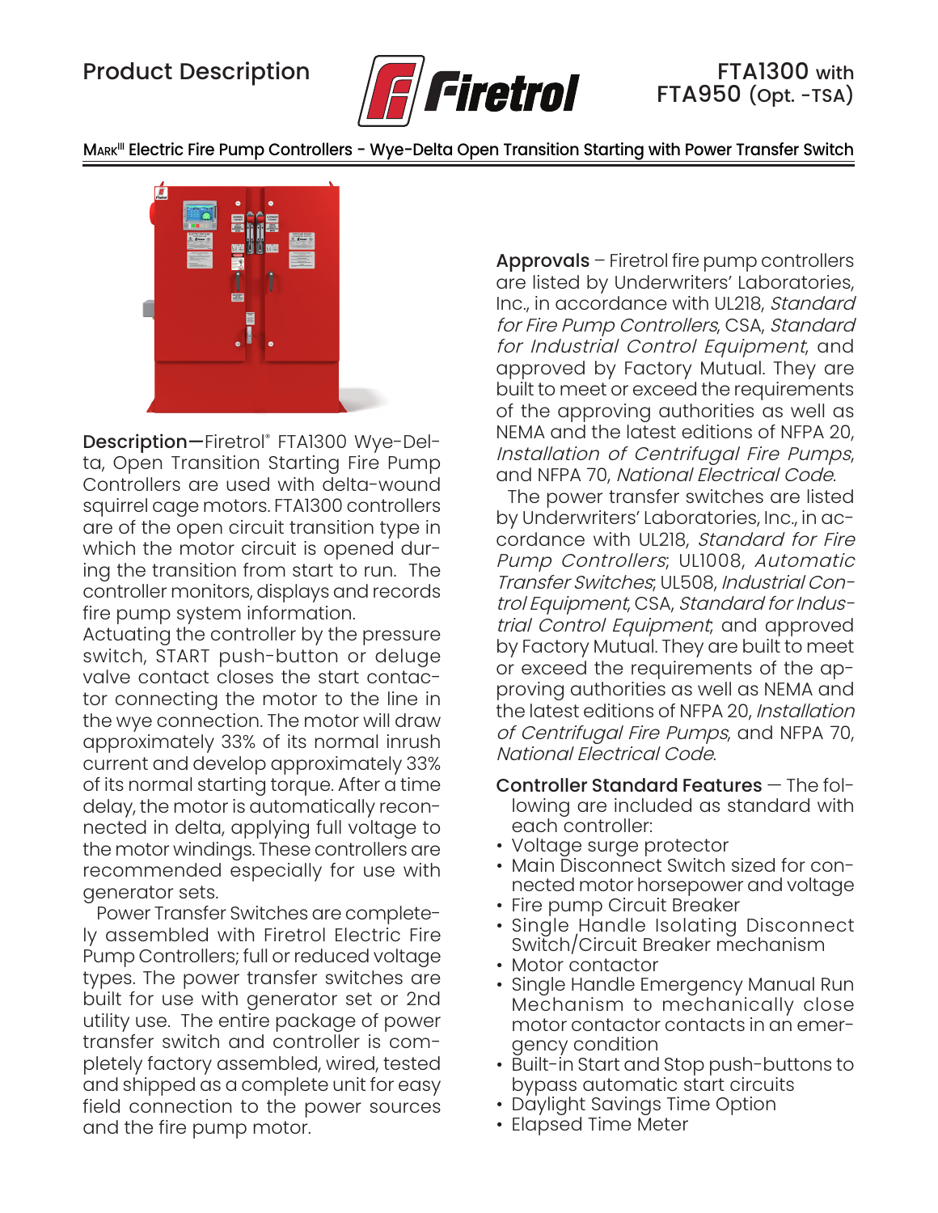Product Description

# FTA1300 with FTA950 (Opt. -TSA)

## Mark[III] Electric Fire Pump Controllers - Wye-Delta Open Transition Starting with Power Transfer Switch

**Description—**Firetrol® FTA1300 Wye-Delta, Open Transition Starting Fire Pump Controllers are used with delta-wound squirrel cage motors. FTA1300 controllers are of the open circuit transition type in which the motor circuit is opened during the transition from start to run. The controller monitors, displays and records fire pump system information.

Actuating the controller by the pressure switch, START push-button or deluge valve contact closes the start contactor connecting the motor to the line in the wye connection. The motor will draw approximately 33% of its normal inrush current and develop approximately 33% of its normal starting torque. After a time delay, the motor is automatically reconnected in delta, applying full voltage to the motor windings. These controllers are recommended especially for use with generator sets.

Power Transfer Switches are completely assembled with Firetrol Electric Fire Pump Controllers; full or reduced voltage types. The power transfer switches are built for use with generator set or 2nd utility use. The entire package of power transfer switch and controller is completely factory assembled, wired, tested and shipped as a complete unit for easy field connection to the power sources and the fire pump motor.

**Approvals** – Firetrol fire pump controllers are listed by Underwriters' Laboratories, Inc., in accordance with UL218, *Standard for Fire Pump Controllers*, CSA, *Standard for Industrial Control Equipment*, and approved by Factory Mutual. They are built to meet or exceed the requirements of the approving authorities as well as NEMA and the latest editions of NFPA 20, *Installation of Centrifugal Fire Pumps*, and NFPA 70, *National Electrical Code*.

The power transfer switches are listed by Underwriters' Laboratories, Inc., in accordance with UL218, *Standard for Fire Pump Controllers*; UL1008, *Automatic Transfer Switches*; UL508, *Industrial Control Equipment*, CSA, *Standard for Industrial Control Equipment*; and approved by Factory Mutual. They are built to meet or exceed the requirements of the approving authorities as well as NEMA and the latest editions of NFPA 20, *Installation of Centrifugal Fire Pumps*, and NFPA 70, *National Electrical Code*.

**Controller Standard Features** — The following are included as standard with each controller:

- Voltage surge protector
- Main Disconnect Switch sized for connected motor horsepower and voltage
- Fire pump Circuit Breaker
- Single Handle Isolating Disconnect Switch/Circuit Breaker mechanism
- Motor contactor
- Single Handle Emergency Manual Run Mechanism to mechanically close motor contactor contacts in an emergency condition
- Built-in Start and Stop push-buttons to bypass automatic start circuits
- Daylight Savings Time Option
- Elapsed Time Meter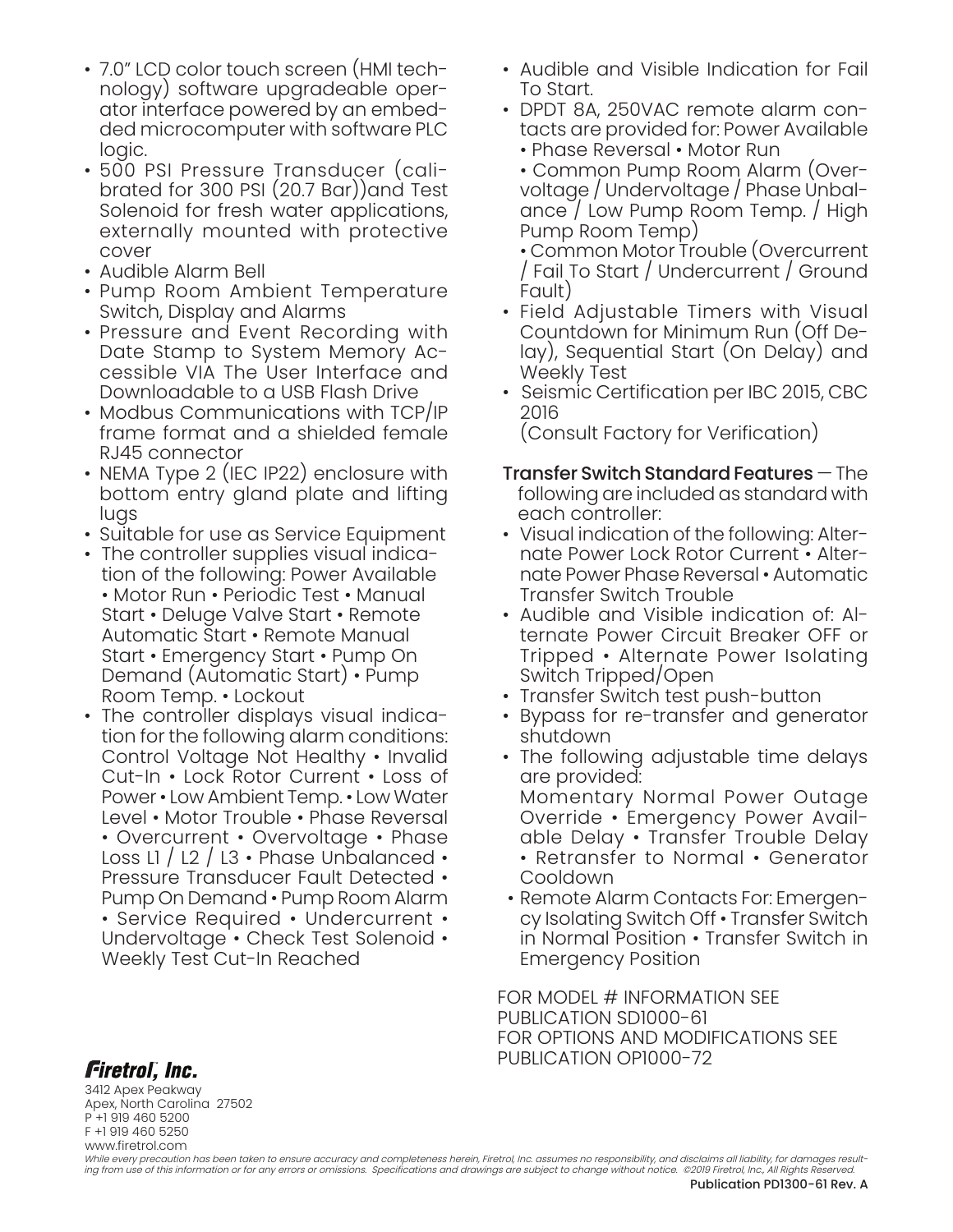- 7.0" LCD color touch screen (HMI technology) software upgradeable operator interface powered by an embedded microcomputer with software PLC logic.
- 500 PSI Pressure Transducer (calibrated for 300 PSI (20.7 Bar))and Test Solenoid for fresh water applications, externally mounted with protective cover
- Audible Alarm Bell
- Pump Room Ambient Temperature Switch, Display and Alarms
- Pressure and Event Recording with Date Stamp to System Memory Accessible VIA The User Interface and Downloadable to a USB Flash Drive
- Modbus Communications with TCP/IP frame format and a shielded female RJ45 connector
- NEMA Type 2 (IEC IP22) enclosure with bottom entry gland plate and lifting lugs
- Suitable for use as Service Equipment
- The controller supplies visual indication of the following: Power Available • Motor Run • Periodic Test • Manual Start • Deluge Valve Start • Remote Automatic Start • Remote Manual Start • Emergency Start • Pump On Demand (Automatic Start) • Pump Room Temp. • Lockout
- The controller displays visual indication for the following alarm conditions: Control Voltage Not Healthy • Invalid Cut-In • Lock Rotor Current • Loss of Power • Low Ambient Temp. • Low Water Level • Motor Trouble • Phase Reversal • Overcurrent • Overvoltage • Phase Loss L1 / L2 / L3 • Phase Unbalanced • Pressure Transducer Fault Detected • Pump On Demand • Pump Room Alarm • Service Required • Undercurrent • Undervoltage • Check Test Solenoid • Weekly Test Cut-In Reached
- Audible and Visible Indication for Fail To Start.
- DPDT 8A, 250VAC remote alarm contacts are provided for: Power Available • Phase Reversal • Motor Run • Common Pump Room Alarm (Overvoltage / Undervoltage / Phase Unbalance / Low Pump Room Temp. / High Pump Room Temp) • Common Motor Trouble (Overcurrent / Fail To Start / Undercurrent / Ground Fault)
- Field Adjustable Timers with Visual Countdown for Minimum Run (Off Delay), Sequential Start (On Delay) and Weekly Test
- Seismic Certification per IBC 2015, CBC 2016
  (Consult Factory for Verification)

**Transfer Switch Standard Features** — The following are included as standard with each controller:

- Visual indication of the following: Alternate Power Lock Rotor Current • Alternate Power Phase Reversal • Automatic Transfer Switch Trouble
- Audible and Visible indication of: Alternate Power Circuit Breaker OFF or Tripped • Alternate Power Isolating Switch Tripped/Open
- Transfer Switch test push-button
- Bypass for re-transfer and generator shutdown
- The following adjustable time delays are provided:
  Momentary Normal Power Outage Override • Emergency Power Available Delay • Transfer Trouble Delay • Retransfer to Normal • Generator Cooldown
- Remote Alarm Contacts For: Emergency Isolating Switch Off • Transfer Switch in Normal Position • Transfer Switch in Emergency Position

FOR MODEL # INFORMATION SEE PUBLICATION SD1000-61
FOR OPTIONS AND MODIFICATIONS SEE PUBLICATION OP1000-72

**Firetrol, Inc.**
3412 Apex Peakway
Apex, North Carolina 27502
P +1 919 460 5200
F +1 919 460 5250
www.firetrol.com

*While every precaution has been taken to ensure accuracy and completeness herein, Firetrol, Inc. assumes no responsibility, and disclaims all liability, for damages resulting from use of this information or for any errors or omissions. Specifications and drawings are subject to change without notice. ©2019 Firetrol, Inc., All Rights Reserved.*

Publication PD1300-61 Rev. A